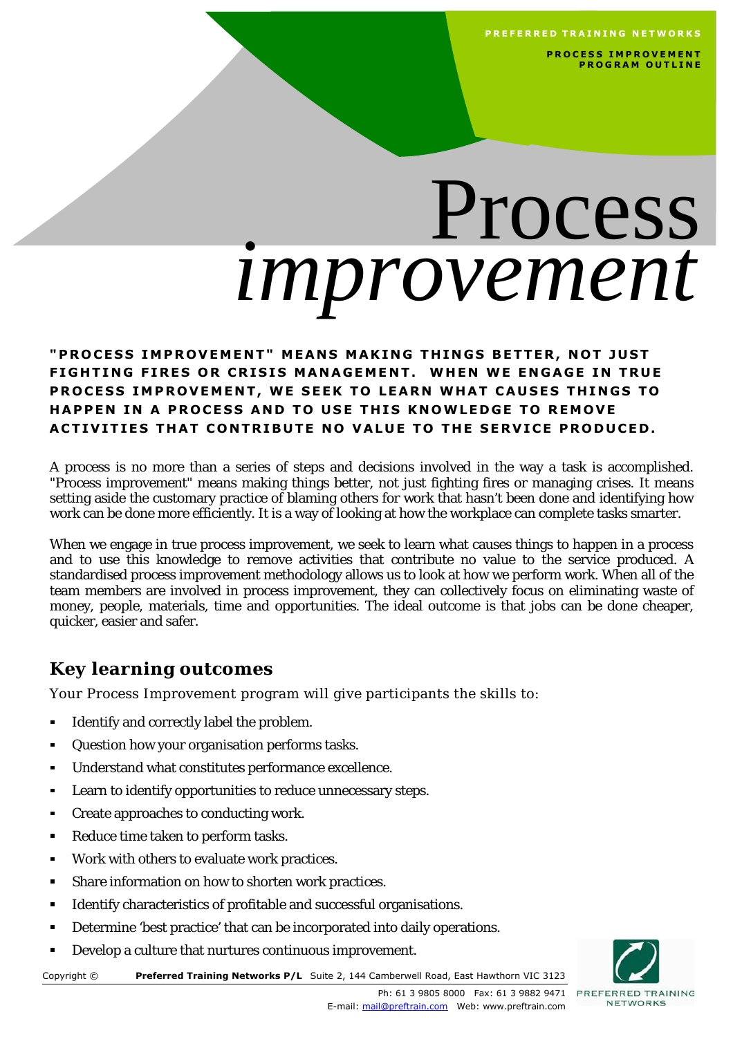# Process *improvement*

**"PROCESS IMPROVEMENT" MEANS MAKING THINGS BETTER, NOT JUST FIGHTING FIRES OR CRISIS MANAGEMENT. WHEN WE ENGAGE IN TRUE PROCESS IMPROVEMENT, WE SEEK TO LEARN WHAT CAUSES THINGS TO HAPPEN IN A PROCESS AND TO USE THIS KNOWLEDGE TO REMOVE ACTIVITIES THAT CONTRIBUTE NO VALUE TO THE SERVICE PRODUCED.**

A process is no more than a series of steps and decisions involved in the way a task is accomplished. "Process improvement" means making things better, not just fighting fires or managing crises. It means setting aside the customary practice of blaming others for work that hasn't been done and identifying how work can be done more efficiently. It is a way of looking at how the workplace can complete tasks smarter.

When we engage in true process improvement, we seek to learn what causes things to happen in a process and to use this knowledge to remove activities that contribute no value to the service produced. A standardised process improvement methodology allows us to look at how we perform work. When all of the team members are involved in process improvement, they can collectively focus on eliminating waste of money, people, materials, time and opportunities. The ideal outcome is that jobs can be done cheaper, quicker, easier and safer.

## Key learning outcomes

Your Process Improvement program will give participants the skills to:

- Identify and correctly label the problem.
- Question how your organisation performs tasks.
- Understand what constitutes performance excellence.
- Learn to identify opportunities to reduce unnecessary steps.
- Create approaches to conducting work.
- Reduce time taken to perform tasks.
- Work with others to evaluate work practices.
- Share information on how to shorten work practices.
- Identify characteristics of profitable and successful organisations.
- Determine 'best practice' that can be incorporated into daily operations.
- Develop a culture that nurtures continuous improvement.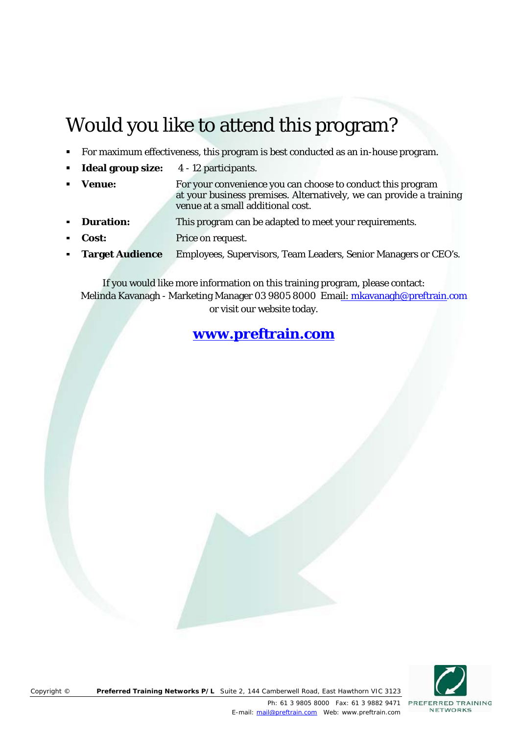# Would you like to attend this program?

- For maximum effectiveness, this program is best conducted as an in-house program.
- **Ideal group size:** 4 - 12 participants.
- **Venue:** For your convenience you can choose to conduct this program at your business premises. Alternatively, we can provide a training venue at a small additional cost.
- **Duration:** This program can be adapted to meet your requirements.
- **Cost:** Price on request.
- **Target Audience** Employees, Supervisors, Team Leaders, Senior Managers or CEO's.

If you would like more information on this training program, please contact:
Melinda Kavanagh - Marketing Manager 03 9805 8000 Email: mkavanagh@preftrain.com
or visit our website today.

**www.preftrain.com**

Copyright © **Preferred Training Networks P/L** Suite 2, 144 Camberwell Road, East Hawthorn VIC 3123
Ph: 61 3 9805 8000 Fax: 61 3 9882 9471
E-mail: mail@preftrain.com Web: www.preftrain.com

PREFERRED TRAINING NETWORKS